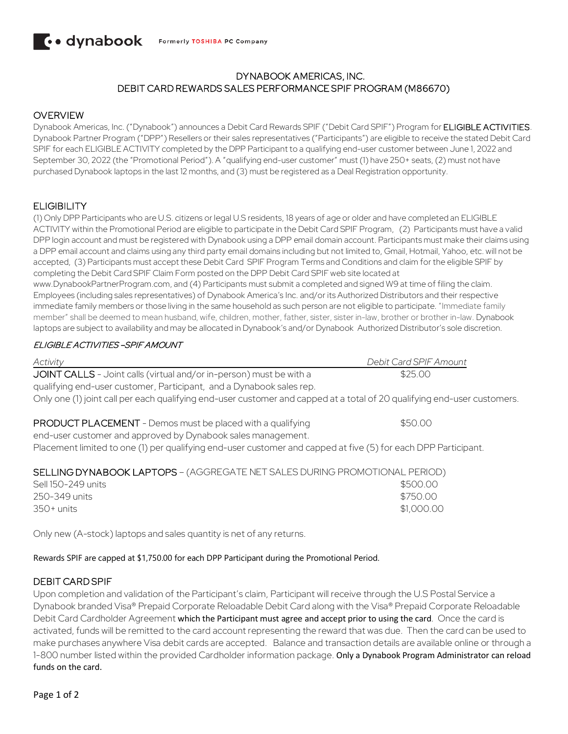# DYNABOOK AMERICAS, INC.
# DEBIT CARD REWARDS SALES PERFORMANCE SPIF PROGRAM (M86670)

## OVERVIEW

Dynabook Americas, Inc. ("Dynabook") announces a Debit Card Rewards SPIF ("Debit Card SPIF") Program for ELIGIBLE ACTIVITIES. Dynabook Partner Program ("DPP") Resellers or their sales representatives ("Participants") are eligible to receive the stated Debit Card SPIF for each ELIGIBLE ACTIVITY completed by the DPP Participant to a qualifying end-user customer between June 1, 2022 and September 30, 2022 (the "Promotional Period"). A "qualifying end-user customer" must (1) have 250+ seats, (2) must not have purchased Dynabook laptops in the last 12 months, and (3) must be registered as a Deal Registration opportunity.

## ELIGIBILITY

(1) Only DPP Participants who are U.S. citizens or legal U.S residents, 18 years of age or older and have completed an ELIGIBLE ACTIVITY within the Promotional Period are eligible to participate in the Debit Card SPIF Program, (2) Participants must have a valid DPP login account and must be registered with Dynabook using a DPP email domain account. Participants must make their claims using a DPP email account and claims using any third party email domains including but not limited to, Gmail, Hotmail, Yahoo, etc. will not be accepted, (3) Participants must accept these Debit Card SPIF Program Terms and Conditions and claim for the eligible SPIF by completing the Debit Card SPIF Claim Form posted on the DPP Debit Card SPIF web site located at www.DynabookPartnerProgram.com, and (4) Participants must submit a completed and signed W9 at time of filing the claim. Employees (including sales representatives) of Dynabook America's Inc. and/or its Authorized Distributors and their respective immediate family members or those living in the same household as such person are not eligible to participate. "Immediate family member" shall be deemed to mean husband, wife, children, mother, father, sister, sister in-law, brother or brother in-law. Dynabook laptops are subject to availability and may be allocated in Dynabook's and/or Dynabook Authorized Distributor's sole discretion.

### *ELIGIBLE ACTIVITIES –SPIF AMOUNT*

| *Activity* | *Debit Card SPIF Amount* |
|---|---|
| JOINT CALLS - Joint calls (virtual and/or in-person) must be with a qualifying end-user customer, Participant, and a Dynabook sales rep. | $25.00 |

Only one (1) joint call per each qualifying end-user customer and capped at a total of 20 qualifying end-user customers.

| | |
|---|---|
| PRODUCT PLACEMENT - Demos must be placed with a qualifying end-user customer and approved by Dynabook sales management. | $50.00 |

Placement limited to one (1) per qualifying end-user customer and capped at five (5) for each DPP Participant.

SELLING DYNABOOK LAPTOPS – (AGGREGATE NET SALES DURING PROMOTIONAL PERIOD)

| | |
|---|---|
| Sell 150-249 units | $500.00 |
| 250-349 units | $750.00 |
| 350+ units | $1,000.00 |

Only new (A-stock) laptops and sales quantity is net of any returns.

Rewards SPIF are capped at $1,750.00 for each DPP Participant during the Promotional Period.

## DEBIT CARD SPIF

Upon completion and validation of the Participant's claim, Participant will receive through the U.S Postal Service a Dynabook branded Visa® Prepaid Corporate Reloadable Debit Card along with the Visa® Prepaid Corporate Reloadable Debit Card Cardholder Agreement which the Participant must agree and accept prior to using the card. Once the card is activated, funds will be remitted to the card account representing the reward that was due. Then the card can be used to make purchases anywhere Visa debit cards are accepted. Balance and transaction details are available online or through a 1-800 number listed within the provided Cardholder information package. Only a Dynabook Program Administrator can reload funds on the card.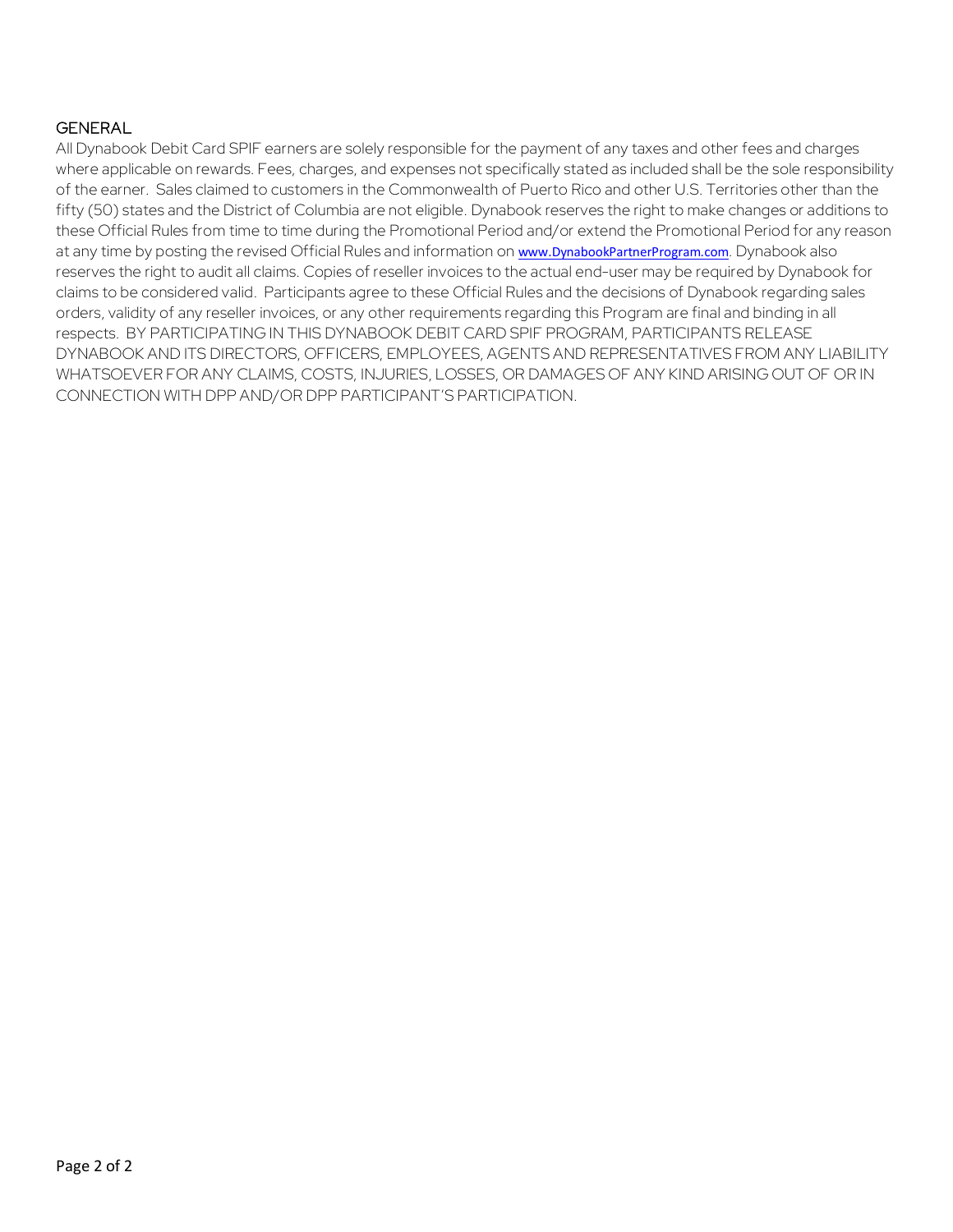## GENERAL

All Dynabook Debit Card SPIF earners are solely responsible for the payment of any taxes and other fees and charges where applicable on rewards. Fees, charges, and expenses not specifically stated as included shall be the sole responsibility of the earner. Sales claimed to customers in the Commonwealth of Puerto Rico and other U.S. Territories other than the fifty (50) states and the District of Columbia are not eligible. Dynabook reserves the right to make changes or additions to these Official Rules from time to time during the Promotional Period and/or extend the Promotional Period for any reason at any time by posting the revised Official Rules and information on www.DynabookPartnerProgram.com. Dynabook also reserves the right to audit all claims. Copies of reseller invoices to the actual end-user may be required by Dynabook for claims to be considered valid. Participants agree to these Official Rules and the decisions of Dynabook regarding sales orders, validity of any reseller invoices, or any other requirements regarding this Program are final and binding in all respects. BY PARTICIPATING IN THIS DYNABOOK DEBIT CARD SPIF PROGRAM, PARTICIPANTS RELEASE DYNABOOK AND ITS DIRECTORS, OFFICERS, EMPLOYEES, AGENTS AND REPRESENTATIVES FROM ANY LIABILITY WHATSOEVER FOR ANY CLAIMS, COSTS, INJURIES, LOSSES, OR DAMAGES OF ANY KIND ARISING OUT OF OR IN CONNECTION WITH DPP AND/OR DPP PARTICIPANT'S PARTICIPATION.